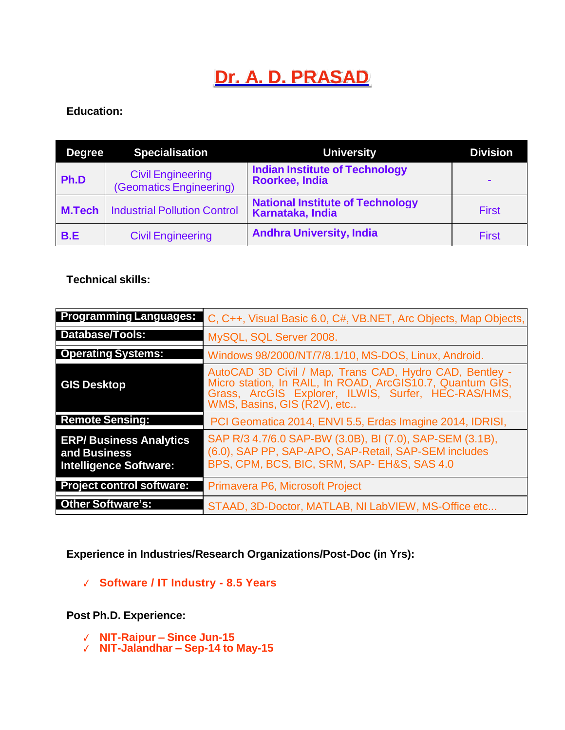# Dr. A. D. PRASAD

**Education:**

| Degree | Specialisation | University | Division |
|---|---|---|---|
| **Ph.D** | Civil Engineering (Geomatics Engineering) | **Indian Institute of Technology Roorkee, India** | - |
| **M.Tech** | Industrial Pollution Control | **National Institute of Technology Karnataka, India** | First |
| **B.E** | Civil Engineering | **Andhra University, India** | First |

**Technical skills:**

| | |
|---|---|
| **Programming Languages:** | C, C++, Visual Basic 6.0, C#, VB.NET, Arc Objects, Map Objects, |
| **Database/Tools:** | MySQL, SQL Server 2008. |
| **Operating Systems:** | Windows 98/2000/NT/7/8.1/10, MS-DOS, Linux, Android. |
| **GIS Desktop** | AutoCAD 3D Civil / Map, Trans CAD, Hydro CAD, Bentley - Micro station, In RAIL, In ROAD, ArcGIS10.7, Quantum GIS, Grass, ArcGIS Explorer, ILWIS, Surfer, HEC-RAS/HMS, WMS, Basins, GIS (R2V), etc.. |
| **Remote Sensing:** | PCI Geomatica 2014, ENVI 5.5, Erdas Imagine 2014, IDRISI, |
| **ERP/ Business Analytics and Business Intelligence Software:** | SAP R/3 4.7/6.0 SAP-BW (3.0B), BI (7.0), SAP-SEM (3.1B), (6.0), SAP PP, SAP-APO, SAP-Retail, SAP-SEM includes BPS, CPM, BCS, BIC, SRM, SAP- EH&S, SAS 4.0 |
| **Project control software:** | Primavera P6, Microsoft Project |
| **Other Software's:** | STAAD, 3D-Doctor, MATLAB, NI LabVIEW, MS-Office etc... |

**Experience in Industries/Research Organizations/Post-Doc (in Yrs):**

- ✓ **Software / IT Industry - 8.5 Years**

**Post Ph.D. Experience:**

- ✓ **NIT-Raipur – Since Jun-15**
- ✓ **NIT-Jalandhar – Sep-14 to May-15**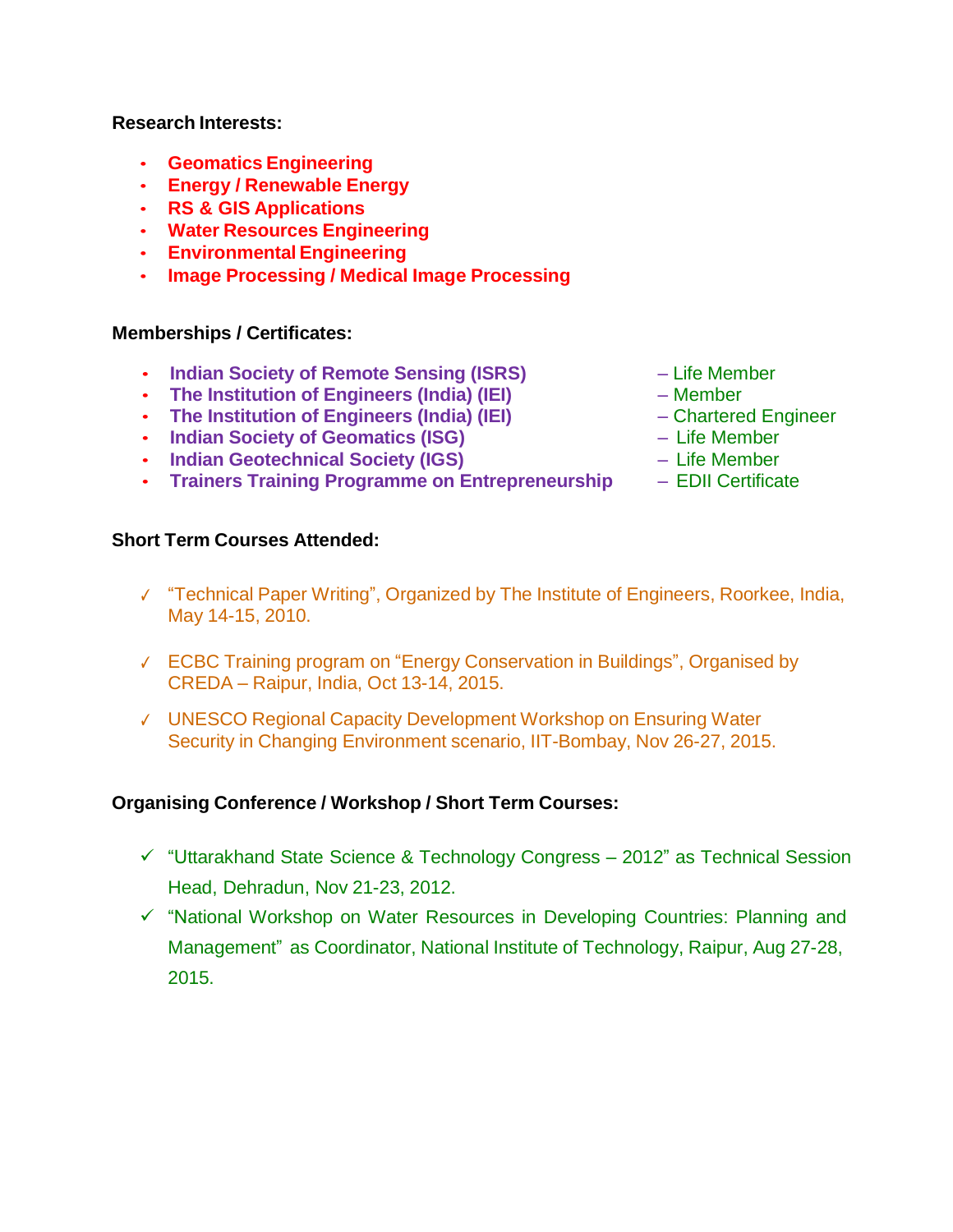**Research Interests:**

- **Geomatics Engineering**
- **Energy / Renewable Energy**
- **RS & GIS Applications**
- **Water Resources Engineering**
- **Environmental Engineering**
- **Image Processing / Medical Image Processing**

**Memberships / Certificates:**

- **Indian Society of Remote Sensing (ISRS)** – Life Member
- **The Institution of Engineers (India) (IEI)** – Member
- **The Institution of Engineers (India) (IEI)** – Chartered Engineer
- **Indian Society of Geomatics (ISG)** – Life Member
- **Indian Geotechnical Society (IGS)** – Life Member
- **Trainers Training Programme on Entrepreneurship** – EDII Certificate

**Short Term Courses Attended:**

- ✓ "Technical Paper Writing", Organized by The Institute of Engineers, Roorkee, India, May 14-15, 2010.
- ✓ ECBC Training program on "Energy Conservation in Buildings", Organised by CREDA – Raipur, India, Oct 13-14, 2015.
- ✓ UNESCO Regional Capacity Development Workshop on Ensuring Water Security in Changing Environment scenario, IIT-Bombay, Nov 26-27, 2015.

**Organising Conference / Workshop / Short Term Courses:**

- ✓ "Uttarakhand State Science & Technology Congress – 2012" as Technical Session Head, Dehradun, Nov 21-23, 2012.
- ✓ "National Workshop on Water Resources in Developing Countries: Planning and Management" as Coordinator, National Institute of Technology, Raipur, Aug 27-28, 2015.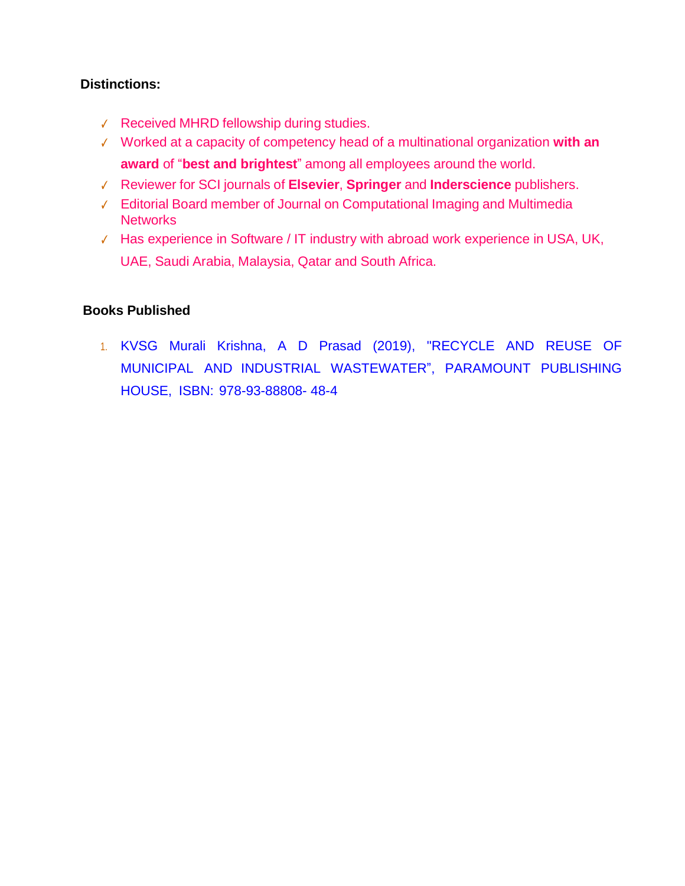**Distinctions:**

- ✓ Received MHRD fellowship during studies.
- ✓ Worked at a capacity of competency head of a multinational organization **with an award** of "**best and brightest**" among all employees around the world.
- ✓ Reviewer for SCI journals of **Elsevier**, **Springer** and **Inderscience** publishers.
- ✓ Editorial Board member of Journal on Computational Imaging and Multimedia Networks
- ✓ Has experience in Software / IT industry with abroad work experience in USA, UK, UAE, Saudi Arabia, Malaysia, Qatar and South Africa.

**Books Published**

1. KVSG Murali Krishna, A D Prasad (2019), "RECYCLE AND REUSE OF MUNICIPAL AND INDUSTRIAL WASTEWATER", PARAMOUNT PUBLISHING HOUSE, ISBN: 978-93-88808- 48-4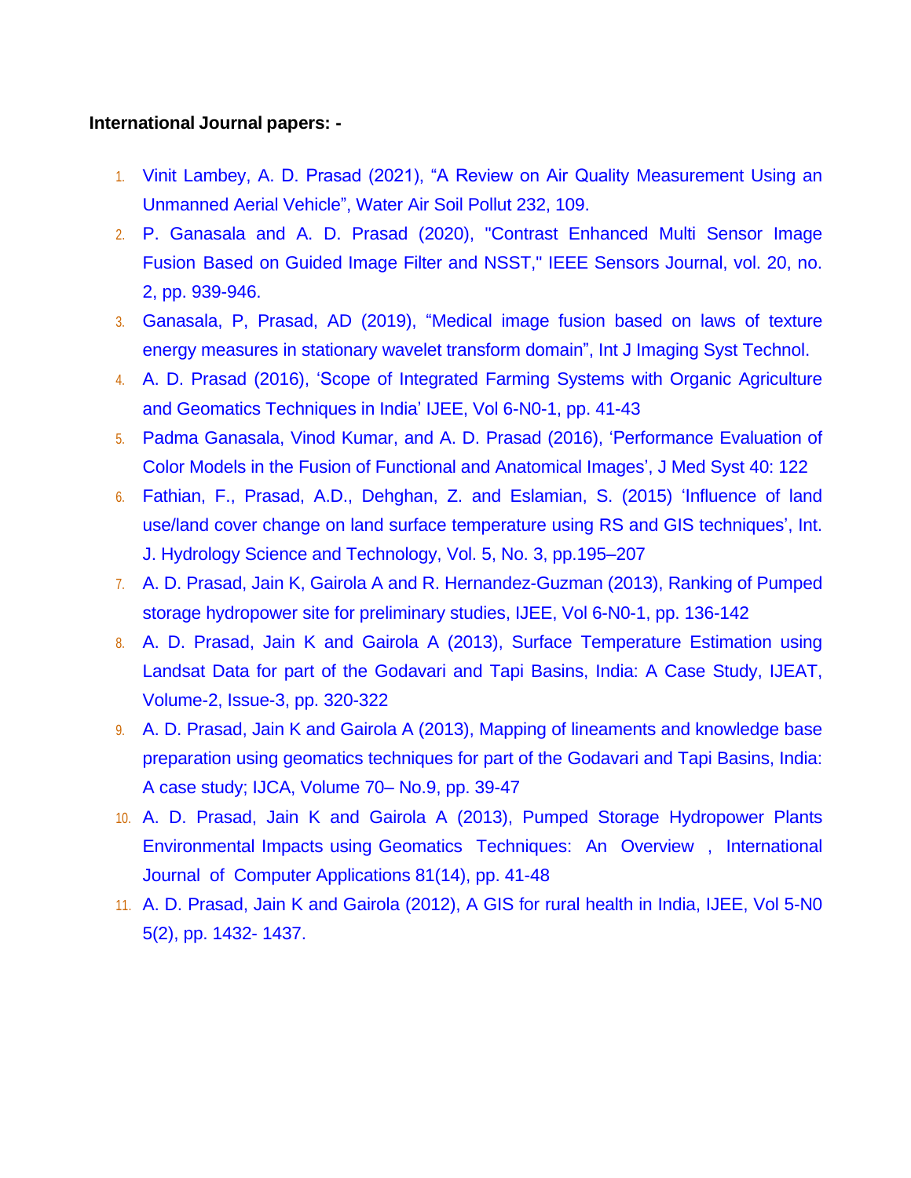**International Journal papers: -**

1. Vinit Lambey, A. D. Prasad (2021), “A Review on Air Quality Measurement Using an Unmanned Aerial Vehicle”, Water Air Soil Pollut 232, 109.
2. P. Ganasala and A. D. Prasad (2020), "Contrast Enhanced Multi Sensor Image Fusion Based on Guided Image Filter and NSST," IEEE Sensors Journal, vol. 20, no. 2, pp. 939-946.
3. Ganasala, P, Prasad, AD (2019), “Medical image fusion based on laws of texture energy measures in stationary wavelet transform domain”, Int J Imaging Syst Technol.
4. A. D. Prasad (2016), ‘Scope of Integrated Farming Systems with Organic Agriculture and Geomatics Techniques in India’ IJEE, Vol 6-N0-1, pp. 41-43
5. Padma Ganasala, Vinod Kumar, and A. D. Prasad (2016), ‘Performance Evaluation of Color Models in the Fusion of Functional and Anatomical Images’, J Med Syst 40: 122
6. Fathian, F., Prasad, A.D., Dehghan, Z. and Eslamian, S. (2015) ‘Influence of land use/land cover change on land surface temperature using RS and GIS techniques’, Int. J. Hydrology Science and Technology, Vol. 5, No. 3, pp.195–207
7. A. D. Prasad, Jain K, Gairola A and R. Hernandez-Guzman (2013), Ranking of Pumped storage hydropower site for preliminary studies, IJEE, Vol 6-N0-1, pp. 136-142
8. A. D. Prasad, Jain K and Gairola A (2013), Surface Temperature Estimation using Landsat Data for part of the Godavari and Tapi Basins, India: A Case Study, IJEAT, Volume-2, Issue-3, pp. 320-322
9. A. D. Prasad, Jain K and Gairola A (2013), Mapping of lineaments and knowledge base preparation using geomatics techniques for part of the Godavari and Tapi Basins, India: A case study; IJCA, Volume 70– No.9, pp. 39-47
10. A. D. Prasad, Jain K and Gairola A (2013), Pumped Storage Hydropower Plants Environmental Impacts using Geomatics Techniques: An Overview , International Journal of Computer Applications 81(14), pp. 41-48
11. A. D. Prasad, Jain K and Gairola (2012), A GIS for rural health in India, IJEE, Vol 5-N0 5(2), pp. 1432- 1437.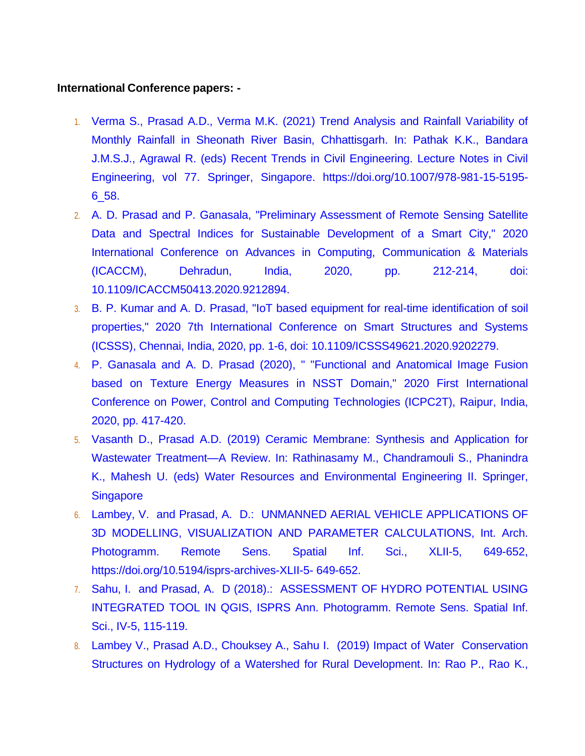**International Conference papers: -**

1. Verma S., Prasad A.D., Verma M.K. (2021) Trend Analysis and Rainfall Variability of Monthly Rainfall in Sheonath River Basin, Chhattisgarh. In: Pathak K.K., Bandara J.M.S.J., Agrawal R. (eds) Recent Trends in Civil Engineering. Lecture Notes in Civil Engineering, vol 77. Springer, Singapore. https://doi.org/10.1007/978-981-15-5195-6_58.
2. A. D. Prasad and P. Ganasala, "Preliminary Assessment of Remote Sensing Satellite Data and Spectral Indices for Sustainable Development of a Smart City," 2020 International Conference on Advances in Computing, Communication & Materials (ICACCM), Dehradun, India, 2020, pp. 212-214, doi: 10.1109/ICACCM50413.2020.9212894.
3. B. P. Kumar and A. D. Prasad, "IoT based equipment for real-time identification of soil properties," 2020 7th International Conference on Smart Structures and Systems (ICSSS), Chennai, India, 2020, pp. 1-6, doi: 10.1109/ICSSS49621.2020.9202279.
4. P. Ganasala and A. D. Prasad (2020), " "Functional and Anatomical Image Fusion based on Texture Energy Measures in NSST Domain," 2020 First International Conference on Power, Control and Computing Technologies (ICPC2T), Raipur, India, 2020, pp. 417-420.
5. Vasanth D., Prasad A.D. (2019) Ceramic Membrane: Synthesis and Application for Wastewater Treatment—A Review. In: Rathinasamy M., Chandramouli S., Phanindra K., Mahesh U. (eds) Water Resources and Environmental Engineering II. Springer, Singapore
6. Lambey, V. and Prasad, A. D.: UNMANNED AERIAL VEHICLE APPLICATIONS OF 3D MODELLING, VISUALIZATION AND PARAMETER CALCULATIONS, Int. Arch. Photogramm. Remote Sens. Spatial Inf. Sci., XLII-5, 649-652, https://doi.org/10.5194/isprs-archives-XLII-5- 649-652.
7. Sahu, I. and Prasad, A. D (2018).: ASSESSMENT OF HYDRO POTENTIAL USING INTEGRATED TOOL IN QGIS, ISPRS Ann. Photogramm. Remote Sens. Spatial Inf. Sci., IV-5, 115-119.
8. Lambey V., Prasad A.D., Chouksey A., Sahu I. (2019) Impact of Water Conservation Structures on Hydrology of a Watershed for Rural Development. In: Rao P., Rao K.,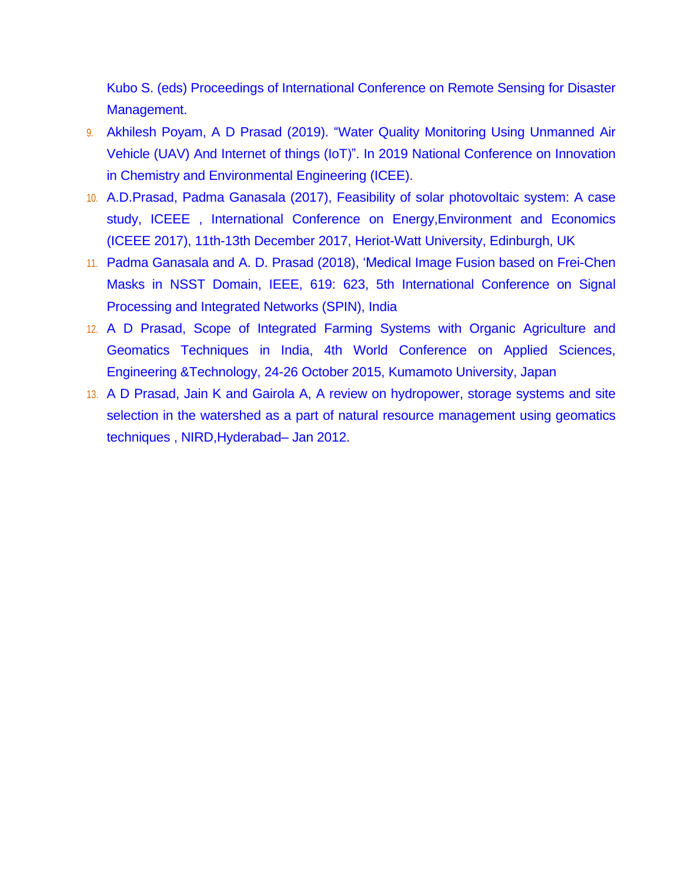Kubo S. (eds) Proceedings of International Conference on Remote Sensing for Disaster Management.

9. Akhilesh Poyam, A D Prasad (2019). “Water Quality Monitoring Using Unmanned Air Vehicle (UAV) And Internet of things (IoT)”. In 2019 National Conference on Innovation in Chemistry and Environmental Engineering (ICEE).
10. A.D.Prasad, Padma Ganasala (2017), Feasibility of solar photovoltaic system: A case study, ICEEE , International Conference on Energy,Environment and Economics (ICEEE 2017), 11th-13th December 2017, Heriot-Watt University, Edinburgh, UK
11. Padma Ganasala and A. D. Prasad (2018), ‘Medical Image Fusion based on Frei-Chen Masks in NSST Domain, IEEE, 619: 623, 5th International Conference on Signal Processing and Integrated Networks (SPIN), India
12. A D Prasad, Scope of Integrated Farming Systems with Organic Agriculture and Geomatics Techniques in India, 4th World Conference on Applied Sciences, Engineering &Technology, 24-26 October 2015, Kumamoto University, Japan
13. A D Prasad, Jain K and Gairola A, A review on hydropower, storage systems and site selection in the watershed as a part of natural resource management using geomatics techniques , NIRD,Hyderabad– Jan 2012.